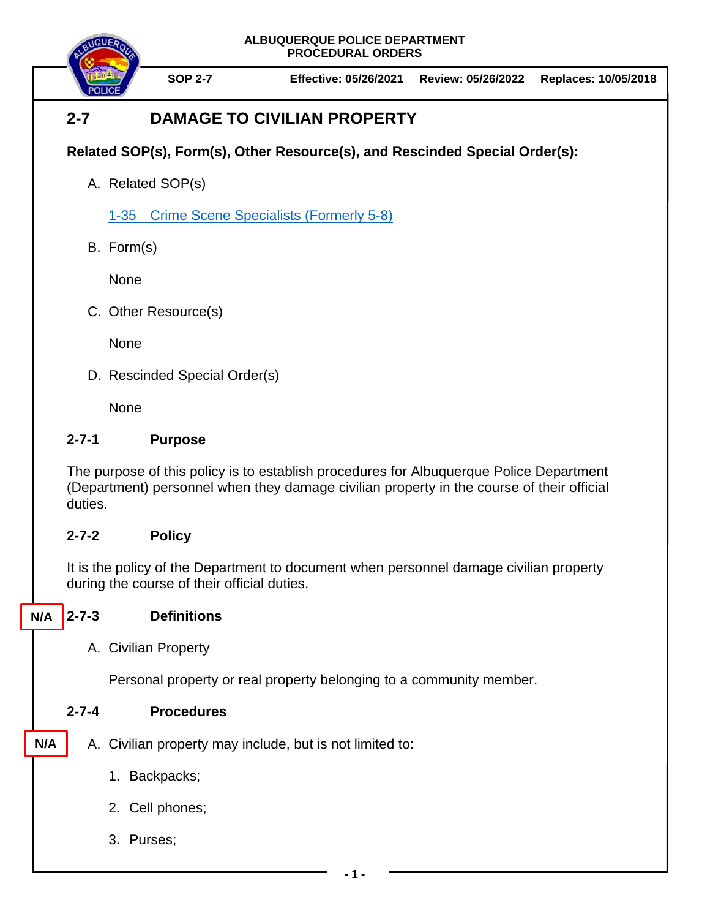ALBUQUERQUE POLICE DEPARTMENT
PROCEDURAL ORDERS

**SOP 2-7** | **Effective: 05/26/2021** | **Review: 05/26/2022** | **Replaces: 10/05/2018**

# 2-7 DAMAGE TO CIVILIAN PROPERTY

**Related SOP(s), Form(s), Other Resource(s), and Rescinded Special Order(s):**

A. Related SOP(s)

   1-35 Crime Scene Specialists (Formerly 5-8)

B. Form(s)

   None

C. Other Resource(s)

   None

D. Rescinded Special Order(s)

   None

## 2-7-1 Purpose

The purpose of this policy is to establish procedures for Albuquerque Police Department (Department) personnel when they damage civilian property in the course of their official duties.

## 2-7-2 Policy

It is the policy of the Department to document when personnel damage civilian property during the course of their official duties.

## 2-7-3 Definitions

N/A

A. Civilian Property

   Personal property or real property belonging to a community member.

## 2-7-4 Procedures

N/A

A. Civilian property may include, but is not limited to:

   1. Backpacks;
   2. Cell phones;
   3. Purses;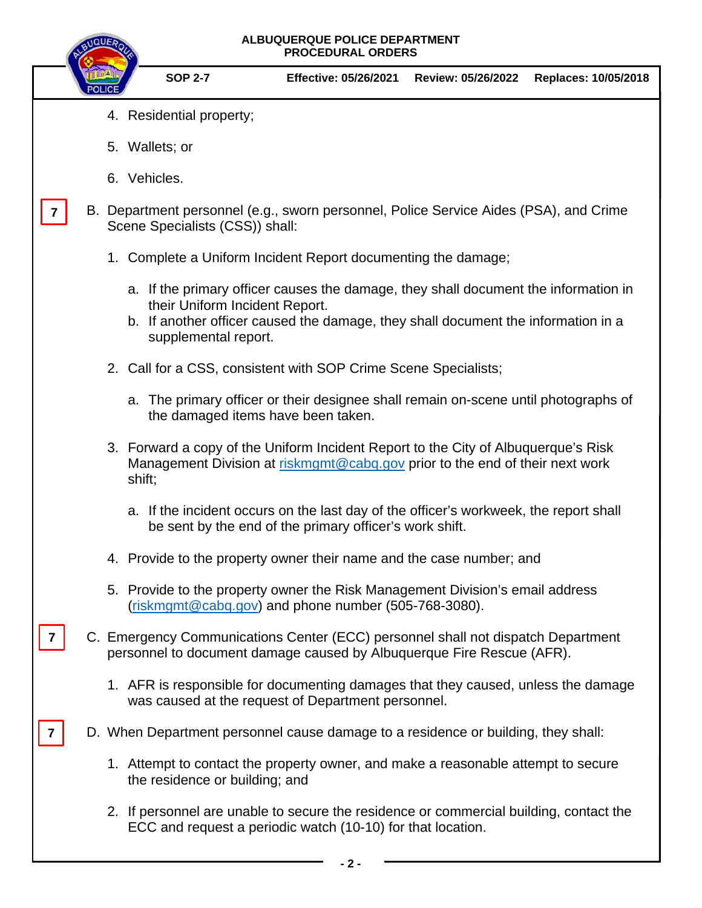4. Residential property;

5. Wallets; or

6. Vehicles.

7 B. Department personnel (e.g., sworn personnel, Police Service Aides (PSA), and Crime Scene Specialists (CSS)) shall:

1. Complete a Uniform Incident Report documenting the damage;

   a. If the primary officer causes the damage, they shall document the information in their Uniform Incident Report.
   b. If another officer caused the damage, they shall document the information in a supplemental report.

2. Call for a CSS, consistent with SOP Crime Scene Specialists;

   a. The primary officer or their designee shall remain on-scene until photographs of the damaged items have been taken.

3. Forward a copy of the Uniform Incident Report to the City of Albuquerque's Risk Management Division at riskmgmt@cabq.gov prior to the end of their next work shift;

   a. If the incident occurs on the last day of the officer's workweek, the report shall be sent by the end of the primary officer's work shift.

4. Provide to the property owner their name and the case number; and

5. Provide to the property owner the Risk Management Division's email address (riskmgmt@cabq.gov) and phone number (505-768-3080).

7 C. Emergency Communications Center (ECC) personnel shall not dispatch Department personnel to document damage caused by Albuquerque Fire Rescue (AFR).

1. AFR is responsible for documenting damages that they caused, unless the damage was caused at the request of Department personnel.

7 D. When Department personnel cause damage to a residence or building, they shall:

1. Attempt to contact the property owner, and make a reasonable attempt to secure the residence or building; and

2. If personnel are unable to secure the residence or commercial building, contact the ECC and request a periodic watch (10-10) for that location.